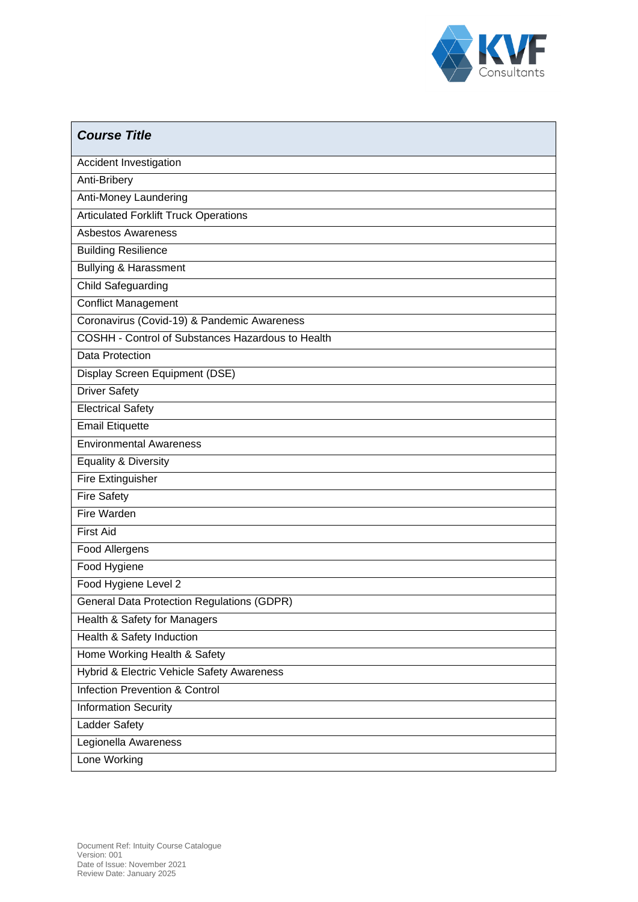| *Course Title* |
|---|
| Accident Investigation |
| Anti-Bribery |
| Anti-Money Laundering |
| Articulated Forklift Truck Operations |
| Asbestos Awareness |
| Building Resilience |
| Bullying & Harassment |
| Child Safeguarding |
| Conflict Management |
| Coronavirus (Covid-19) & Pandemic Awareness |
| COSHH - Control of Substances Hazardous to Health |
| Data Protection |
| Display Screen Equipment (DSE) |
| Driver Safety |
| Electrical Safety |
| Email Etiquette |
| Environmental Awareness |
| Equality & Diversity |
| Fire Extinguisher |
| Fire Safety |
| Fire Warden |
| First Aid |
| Food Allergens |
| Food Hygiene |
| Food Hygiene Level 2 |
| General Data Protection Regulations (GDPR) |
| Health & Safety for Managers |
| Health & Safety Induction |
| Home Working Health & Safety |
| Hybrid & Electric Vehicle Safety Awareness |
| Infection Prevention & Control |
| Information Security |
| Ladder Safety |
| Legionella Awareness |
| Lone Working |

Document Ref: Intuity Course Catalogue
Version: 001
Date of Issue: November 2021
Review Date: January 2025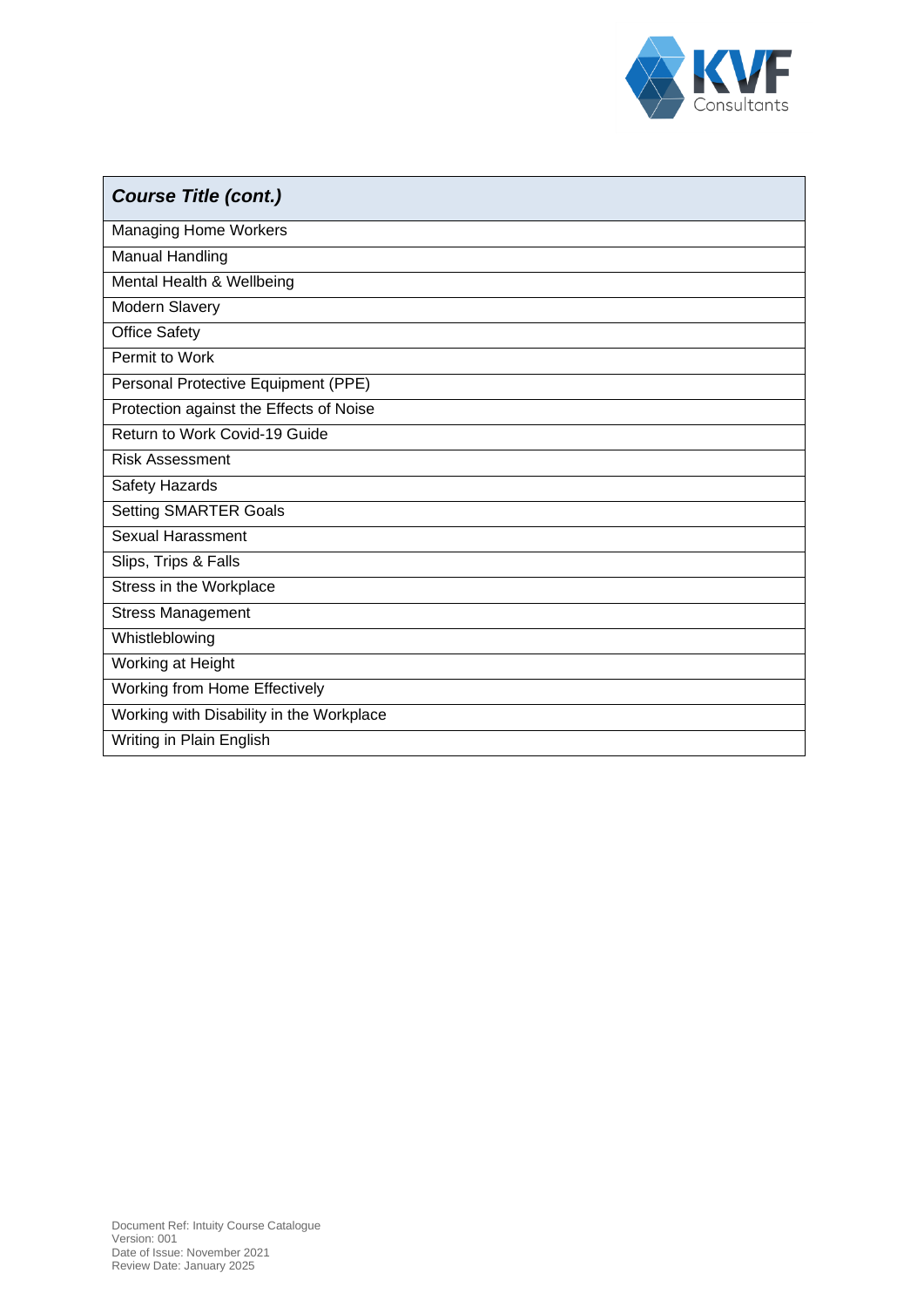| *Course Title (cont.)* |
| --- |
| Managing Home Workers |
| Manual Handling |
| Mental Health & Wellbeing |
| Modern Slavery |
| Office Safety |
| Permit to Work |
| Personal Protective Equipment (PPE) |
| Protection against the Effects of Noise |
| Return to Work Covid-19 Guide |
| Risk Assessment |
| Safety Hazards |
| Setting SMARTER Goals |
| Sexual Harassment |
| Slips, Trips & Falls |
| Stress in the Workplace |
| Stress Management |
| Whistleblowing |
| Working at Height |
| Working from Home Effectively |
| Working with Disability in the Workplace |
| Writing in Plain English |